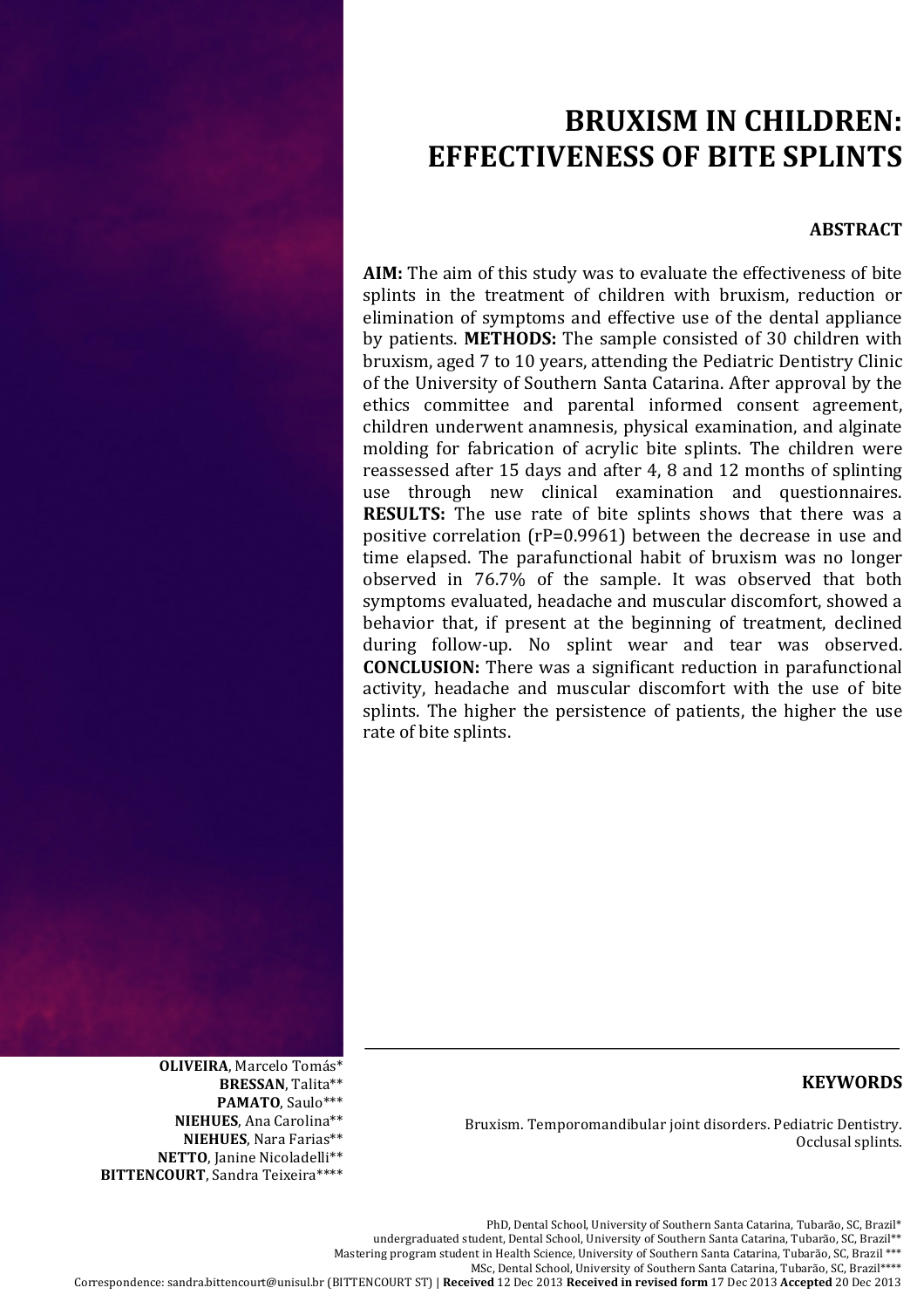# BRUXISM IN CHILDREN: EFFECTIVENESS OF BITE SPLINTS

## ABSTRACT

**AIM:** The aim of this study was to evaluate the effectiveness of bite splints in the treatment of children with bruxism, reduction or elimination of symptoms and effective use of the dental appliance by patients. **METHODS:** The sample consisted of 30 children with bruxism, aged 7 to 10 years, attending the Pediatric Dentistry Clinic of the University of Southern Santa Catarina. After approval by the ethics committee and parental informed consent agreement, children underwent anamnesis, physical examination, and alginate molding for fabrication of acrylic bite splints. The children were reassessed after 15 days and after 4, 8 and 12 months of splinting use through new clinical examination and questionnaires. **RESULTS:** The use rate of bite splints shows that there was a positive correlation (rP=0.9961) between the decrease in use and time elapsed. The parafunctional habit of bruxism was no longer observed in 76.7% of the sample. It was observed that both symptoms evaluated, headache and muscular discomfort, showed a behavior that, if present at the beginning of treatment, declined during follow-up. No splint wear and tear was observed. **CONCLUSION:** There was a significant reduction in parafunctional activity, headache and muscular discomfort with the use of bite splints. The higher the persistence of patients, the higher the use rate of bite splints.

**OLIVEIRA**, Marcelo Tomás*
**BRESSAN**, Talita**
**PAMATO**, Saulo***
**NIEHUES**, Ana Carolina**
**NIEHUES**, Nara Farias**
**NETTO**, Janine Nicoladelli**
**BITTENCOURT**, Sandra Teixeira****

## KEYWORDS

Bruxism. Temporomandibular joint disorders. Pediatric Dentistry. Occlusal splints.

PhD, Dental School, University of Southern Santa Catarina, Tubarão, SC, Brazil*
undergraduated student, Dental School, University of Southern Santa Catarina, Tubarão, SC, Brazil**
Mastering program student in Health Science, University of Southern Santa Catarina, Tubarão, SC, Brazil ***
MSc, Dental School, University of Southern Santa Catarina, Tubarão, SC, Brazil****
Correspondence: sandra.bittencourt@unisul.br (BITTENCOURT ST) | **Received** 12 Dec 2013 **Received in revised form** 17 Dec 2013 **Accepted** 20 Dec 2013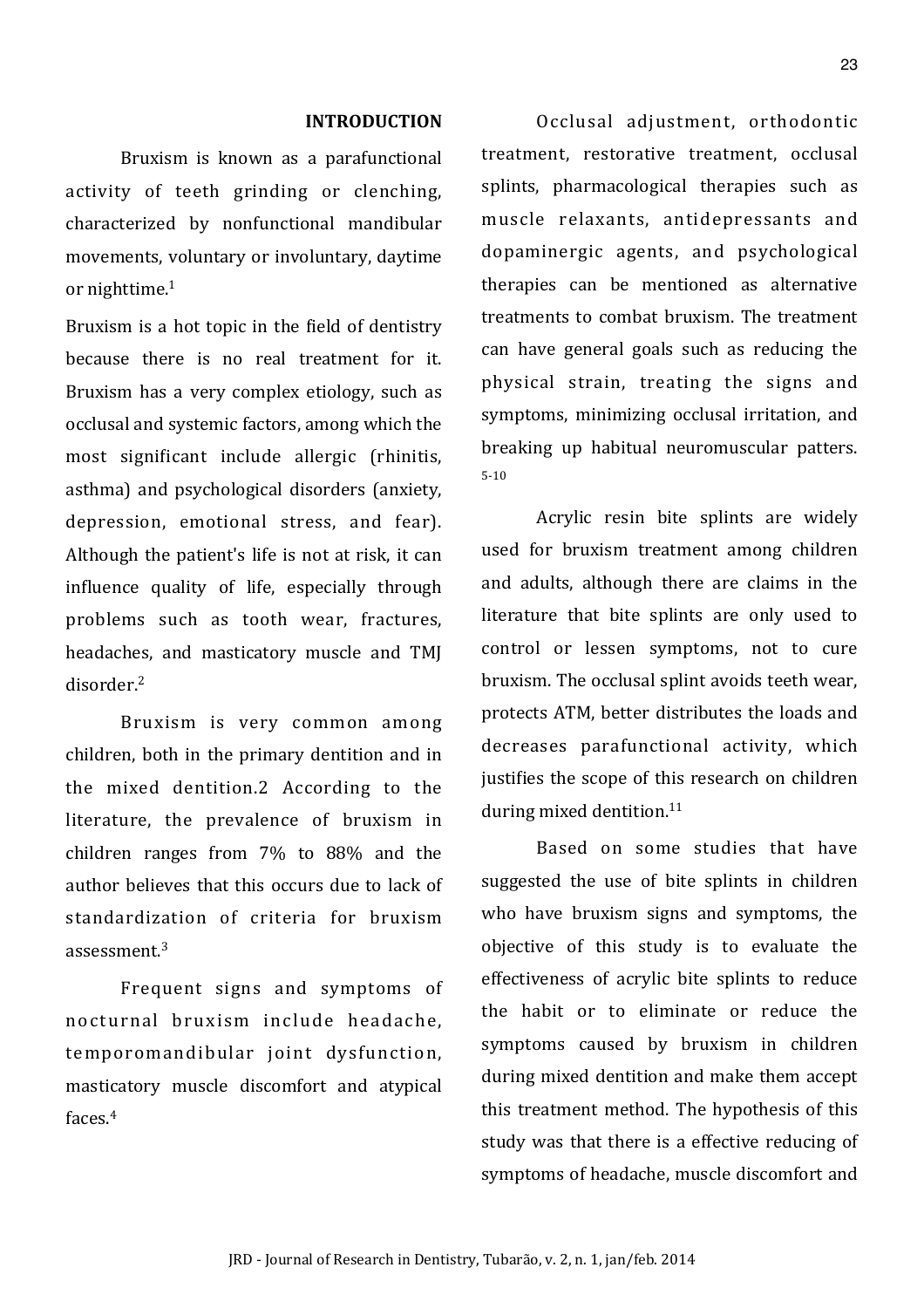## INTRODUCTION

Bruxism is known as a parafunctional activity of teeth grinding or clenching, characterized by nonfunctional mandibular movements, voluntary or involuntary, daytime or nighttime.[1]

Bruxism is a hot topic in the field of dentistry because there is no real treatment for it. Bruxism has a very complex etiology, such as occlusal and systemic factors, among which the most significant include allergic (rhinitis, asthma) and psychological disorders (anxiety, depression, emotional stress, and fear). Although the patient's life is not at risk, it can influence quality of life, especially through problems such as tooth wear, fractures, headaches, and masticatory muscle and TMJ disorder.[2]

Bruxism is very common among children, both in the primary dentition and in the mixed dentition.2 According to the literature, the prevalence of bruxism in children ranges from 7% to 88% and the author believes that this occurs due to lack of standardization of criteria for bruxism assessment.[3]

Frequent signs and symptoms of nocturnal bruxism include headache, temporomandibular joint dysfunction, masticatory muscle discomfort and atypical faces.[4]

Occlusal adjustment, orthodontic treatment, restorative treatment, occlusal splints, pharmacological therapies such as muscle relaxants, antidepressants and dopaminergic agents, and psychological therapies can be mentioned as alternative treatments to combat bruxism. The treatment can have general goals such as reducing the physical strain, treating the signs and symptoms, minimizing occlusal irritation, and breaking up habitual neuromuscular patters.[5-10]

Acrylic resin bite splints are widely used for bruxism treatment among children and adults, although there are claims in the literature that bite splints are only used to control or lessen symptoms, not to cure bruxism. The occlusal splint avoids teeth wear, protects ATM, better distributes the loads and decreases parafunctional activity, which justifies the scope of this research on children during mixed dentition.[11]

Based on some studies that have suggested the use of bite splints in children who have bruxism signs and symptoms, the objective of this study is to evaluate the effectiveness of acrylic bite splints to reduce the habit or to eliminate or reduce the symptoms caused by bruxism in children during mixed dentition and make them accept this treatment method. The hypothesis of this study was that there is a effective reducing of symptoms of headache, muscle discomfort and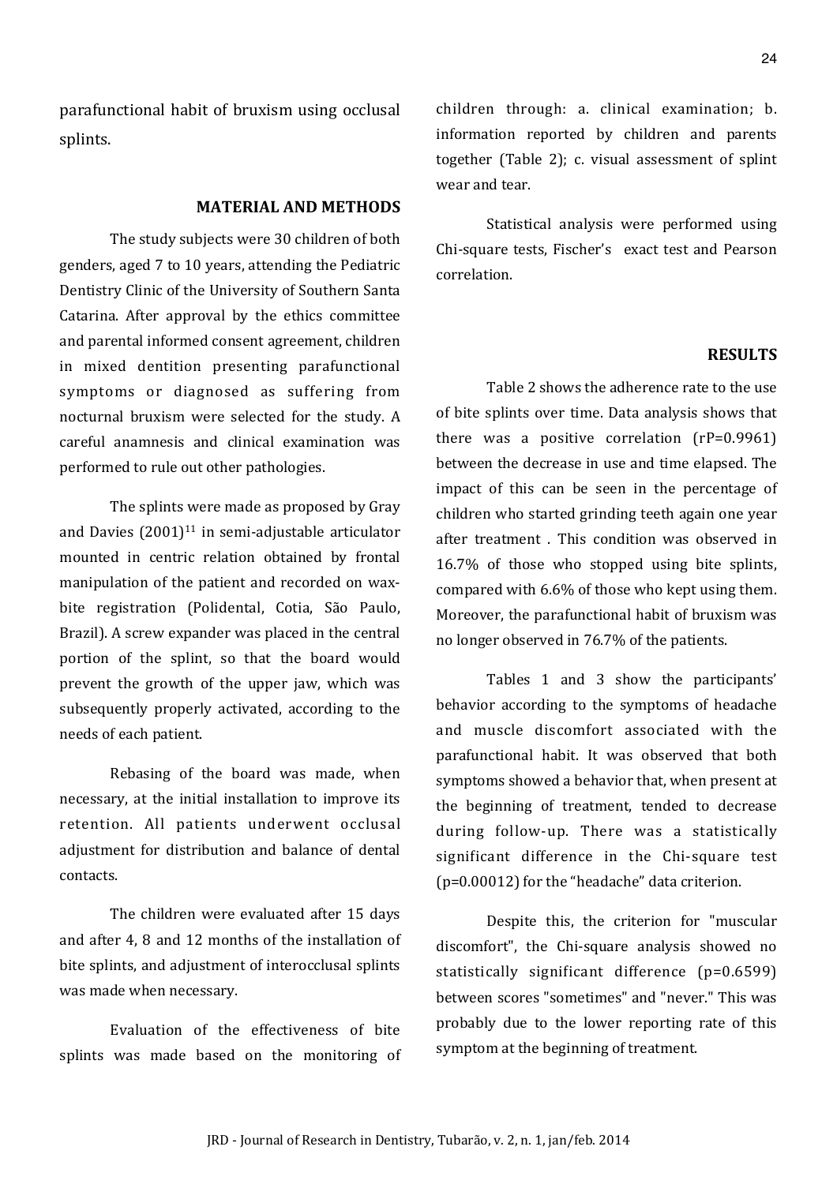parafunctional habit of bruxism using occlusal splints.

## MATERIAL AND METHODS

The study subjects were 30 children of both genders, aged 7 to 10 years, attending the Pediatric Dentistry Clinic of the University of Southern Santa Catarina. After approval by the ethics committee and parental informed consent agreement, children in mixed dentition presenting parafunctional symptoms or diagnosed as suffering from nocturnal bruxism were selected for the study. A careful anamnesis and clinical examination was performed to rule out other pathologies.

The splints were made as proposed by Gray and Davies (2001)[11] in semi-adjustable articulator mounted in centric relation obtained by frontal manipulation of the patient and recorded on wax-bite registration (Polidental, Cotia, São Paulo, Brazil). A screw expander was placed in the central portion of the splint, so that the board would prevent the growth of the upper jaw, which was subsequently properly activated, according to the needs of each patient.

Rebasing of the board was made, when necessary, at the initial installation to improve its retention. All patients underwent occlusal adjustment for distribution and balance of dental contacts.

The children were evaluated after 15 days and after 4, 8 and 12 months of the installation of bite splints, and adjustment of interocclusal splints was made when necessary.

Evaluation of the effectiveness of bite splints was made based on the monitoring of children through: a. clinical examination; b. information reported by children and parents together (Table 2); c. visual assessment of splint wear and tear.

Statistical analysis were performed using Chi-square tests, Fischer's exact test and Pearson correlation.

## RESULTS

Table 2 shows the adherence rate to the use of bite splints over time. Data analysis shows that there was a positive correlation (rP=0.9961) between the decrease in use and time elapsed. The impact of this can be seen in the percentage of children who started grinding teeth again one year after treatment . This condition was observed in 16.7% of those who stopped using bite splints, compared with 6.6% of those who kept using them. Moreover, the parafunctional habit of bruxism was no longer observed in 76.7% of the patients.

Tables 1 and 3 show the participants' behavior according to the symptoms of headache and muscle discomfort associated with the parafunctional habit. It was observed that both symptoms showed a behavior that, when present at the beginning of treatment, tended to decrease during follow-up. There was a statistically significant difference in the Chi-square test (p=0.00012) for the "headache" data criterion.

Despite this, the criterion for "muscular discomfort", the Chi-square analysis showed no statistically significant difference (p=0.6599) between scores "sometimes" and "never." This was probably due to the lower reporting rate of this symptom at the beginning of treatment.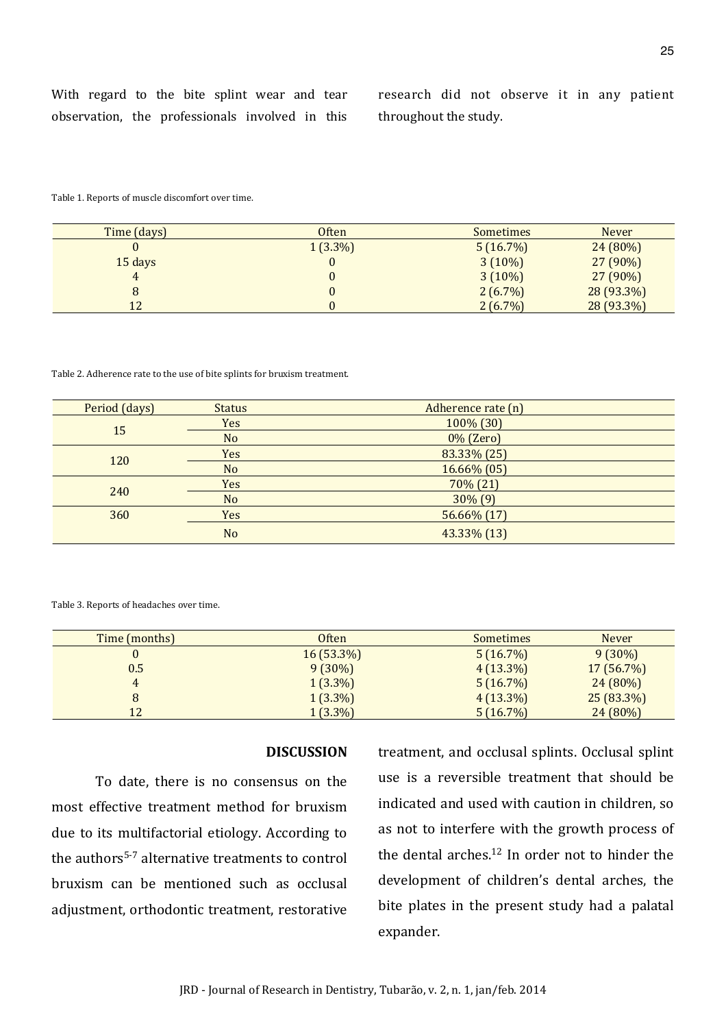With regard to the bite splint wear and tear observation, the professionals involved in this research did not observe it in any patient throughout the study.

Table 1. Reports of muscle discomfort over time.

| Time (days) | Often | Sometimes | Never |
|---|---|---|---|
| 0 | 1 (3.3%) | 5 (16.7%) | 24 (80%) |
| 15 days | 0 | 3 (10%) | 27 (90%) |
| 4 | 0 | 3 (10%) | 27 (90%) |
| 8 | 0 | 2 (6.7%) | 28 (93.3%) |
| 12 | 0 | 2 (6.7%) | 28 (93.3%) |

Table 2. Adherence rate to the use of bite splints for bruxism treatment.

| Period (days) | Status | Adherence rate (n) |
|---|---|---|
| 15 | Yes | 100% (30) |
| | No | 0% (Zero) |
| 120 | Yes | 83.33% (25) |
| | No | 16.66% (05) |
| 240 | Yes | 70% (21) |
| | No | 30% (9) |
| 360 | Yes | 56.66% (17) |
| | No | 43.33% (13) |

Table 3. Reports of headaches over time.

| Time (months) | Often | Sometimes | Never |
|---|---|---|---|
| 0 | 16 (53.3%) | 5 (16.7%) | 9 (30%) |
| 0.5 | 9 (30%) | 4 (13.3%) | 17 (56.7%) |
| 4 | 1 (3.3%) | 5 (16.7%) | 24 (80%) |
| 8 | 1 (3.3%) | 4 (13.3%) | 25 (83.3%) |
| 12 | 1 (3.3%) | 5 (16.7%) | 24 (80%) |

## DISCUSSION

To date, there is no consensus on the most effective treatment method for bruxism due to its multifactorial etiology. According to the authors[5-7] alternative treatments to control bruxism can be mentioned such as occlusal adjustment, orthodontic treatment, restorative treatment, and occlusal splints. Occlusal splint use is a reversible treatment that should be indicated and used with caution in children, so as not to interfere with the growth process of the dental arches.[12] In order not to hinder the development of children's dental arches, the bite plates in the present study had a palatal expander.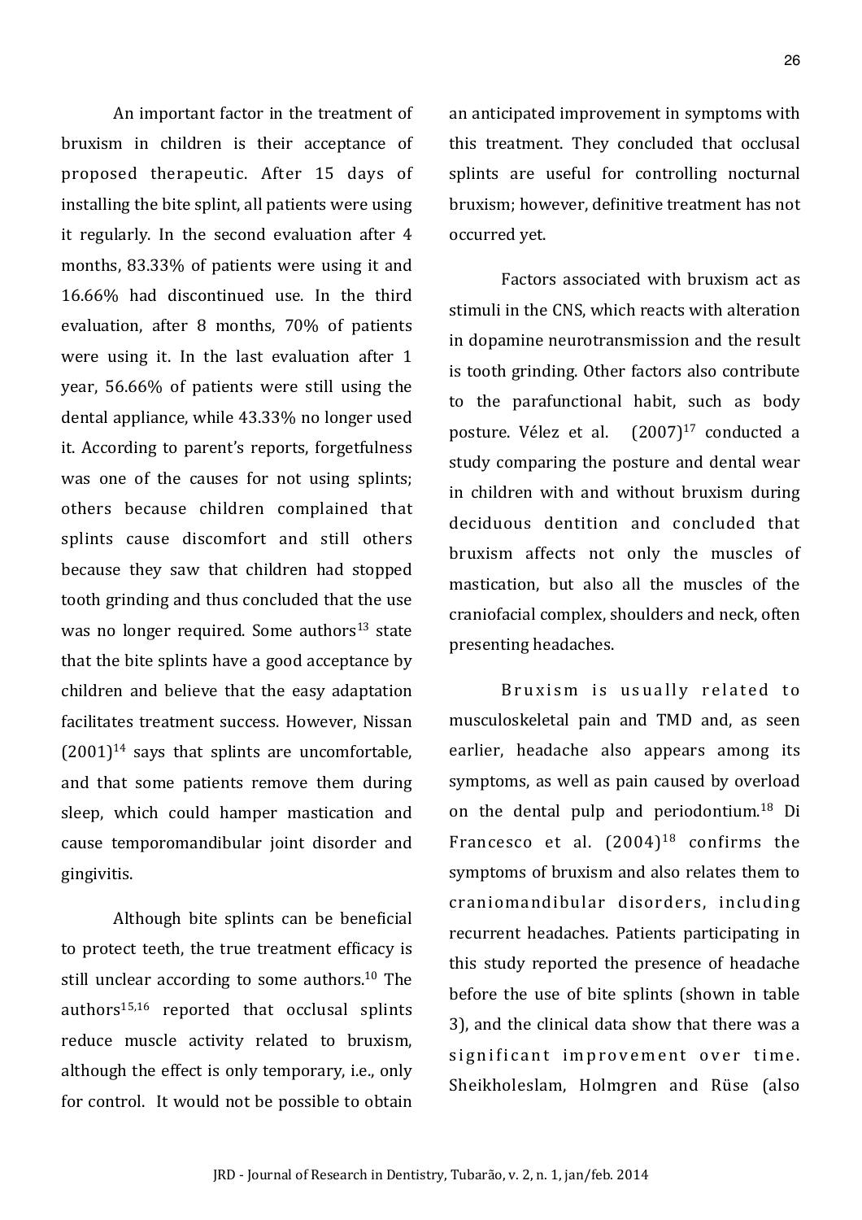An important factor in the treatment of bruxism in children is their acceptance of proposed therapeutic. After 15 days of installing the bite splint, all patients were using it regularly. In the second evaluation after 4 months, 83.33% of patients were using it and 16.66% had discontinued use. In the third evaluation, after 8 months, 70% of patients were using it. In the last evaluation after 1 year, 56.66% of patients were still using the dental appliance, while 43.33% no longer used it. According to parent's reports, forgetfulness was one of the causes for not using splints; others because children complained that splints cause discomfort and still others because they saw that children had stopped tooth grinding and thus concluded that the use was no longer required. Some authors[13] state that the bite splints have a good acceptance by children and believe that the easy adaptation facilitates treatment success. However, Nissan (2001)[14] says that splints are uncomfortable, and that some patients remove them during sleep, which could hamper mastication and cause temporomandibular joint disorder and gingivitis.

Although bite splints can be beneficial to protect teeth, the true treatment efficacy is still unclear according to some authors.[10] The authors[15,16] reported that occlusal splints reduce muscle activity related to bruxism, although the effect is only temporary, i.e., only for control. It would not be possible to obtain an anticipated improvement in symptoms with this treatment. They concluded that occlusal splints are useful for controlling nocturnal bruxism; however, definitive treatment has not occurred yet.

Factors associated with bruxism act as stimuli in the CNS, which reacts with alteration in dopamine neurotransmission and the result is tooth grinding. Other factors also contribute to the parafunctional habit, such as body posture. Vélez et al. (2007)[17] conducted a study comparing the posture and dental wear in children with and without bruxism during deciduous dentition and concluded that bruxism affects not only the muscles of mastication, but also all the muscles of the craniofacial complex, shoulders and neck, often presenting headaches.

Bruxism is usually related to musculoskeletal pain and TMD and, as seen earlier, headache also appears among its symptoms, as well as pain caused by overload on the dental pulp and periodontium.[18] Di Francesco et al. (2004)[18] confirms the symptoms of bruxism and also relates them to craniomandibular disorders, including recurrent headaches. Patients participating in this study reported the presence of headache before the use of bite splints (shown in table 3), and the clinical data show that there was a significant improvement over time. Sheikholeslam, Holmgren and Rüse (also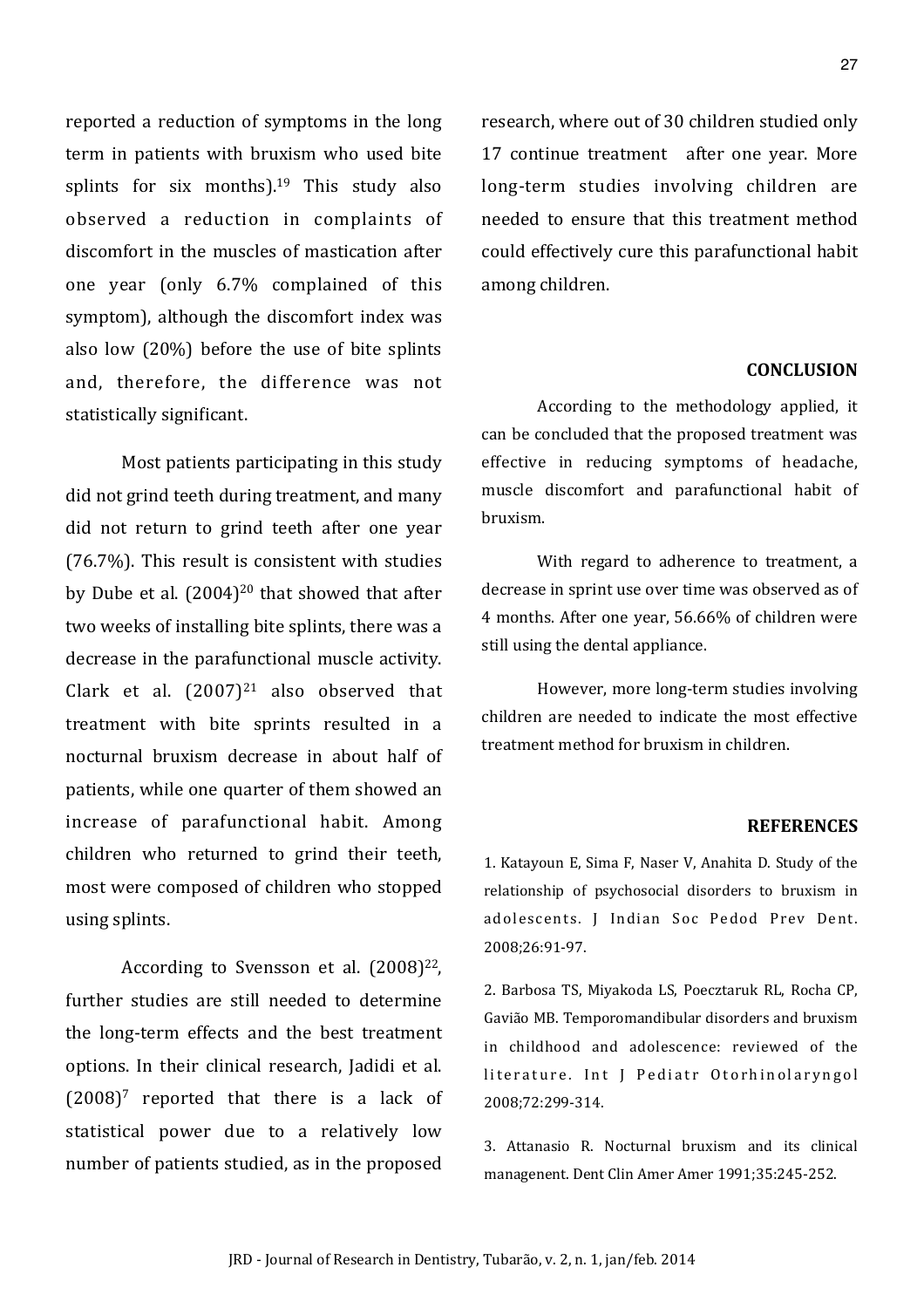reported a reduction of symptoms in the long term in patients with bruxism who used bite splints for six months).[19] This study also observed a reduction in complaints of discomfort in the muscles of mastication after one year (only 6.7% complained of this symptom), although the discomfort index was also low (20%) before the use of bite splints and, therefore, the difference was not statistically significant.

Most patients participating in this study did not grind teeth during treatment, and many did not return to grind teeth after one year (76.7%). This result is consistent with studies by Dube et al. (2004)[20] that showed that after two weeks of installing bite splints, there was a decrease in the parafunctional muscle activity. Clark et al. (2007)[21] also observed that treatment with bite sprints resulted in a nocturnal bruxism decrease in about half of patients, while one quarter of them showed an increase of parafunctional habit. Among children who returned to grind their teeth, most were composed of children who stopped using splints.

According to Svensson et al. (2008)[22], further studies are still needed to determine the long-term effects and the best treatment options. In their clinical research, Jadidi et al. (2008)[7] reported that there is a lack of statistical power due to a relatively low number of patients studied, as in the proposed research, where out of 30 children studied only 17 continue treatment after one year. More long-term studies involving children are needed to ensure that this treatment method could effectively cure this parafunctional habit among children.

## CONCLUSION

According to the methodology applied, it can be concluded that the proposed treatment was effective in reducing symptoms of headache, muscle discomfort and parafunctional habit of bruxism.

With regard to adherence to treatment, a decrease in sprint use over time was observed as of 4 months. After one year, 56.66% of children were still using the dental appliance.

However, more long-term studies involving children are needed to indicate the most effective treatment method for bruxism in children.

## REFERENCES

1. Katayoun E, Sima F, Naser V, Anahita D. Study of the relationship of psychosocial disorders to bruxism in adolescents. J Indian Soc Pedod Prev Dent. 2008;26:91-97.

2. Barbosa TS, Miyakoda LS, Poecztaruk RL, Rocha CP, Gavião MB. Temporomandibular disorders and bruxism in childhood and adolescence: reviewed of the literature. Int J Pediatr Otorhinolaryngol 2008;72:299-314.

3. Attanasio R. Nocturnal bruxism and its clinical managenent. Dent Clin Amer Amer 1991;35:245-252.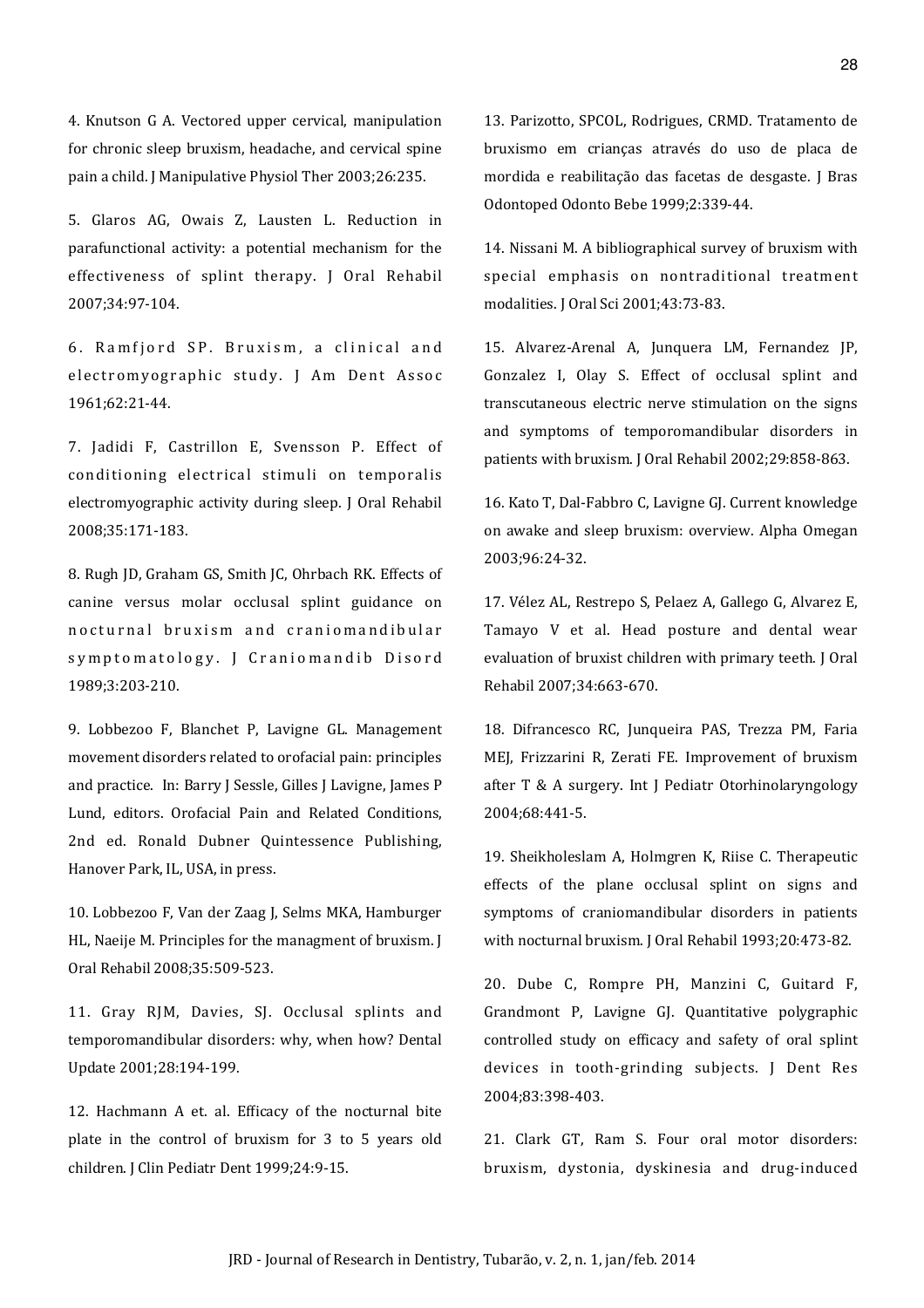4. Knutson G A. Vectored upper cervical, manipulation for chronic sleep bruxism, headache, and cervical spine pain a child. J Manipulative Physiol Ther 2003;26:235.

5. Glaros AG, Owais Z, Lausten L. Reduction in parafunctional activity: a potential mechanism for the effectiveness of splint therapy. J Oral Rehabil 2007;34:97-104.

6. Ramfjord SP. Bruxism, a clinical and electromyographic study. J Am Dent Assoc 1961;62:21-44.

7. Jadidi F, Castrillon E, Svensson P. Effect of conditioning electrical stimuli on temporalis electromyographic activity during sleep. J Oral Rehabil 2008;35:171-183.

8. Rugh JD, Graham GS, Smith JC, Ohrbach RK. Effects of canine versus molar occlusal splint guidance on nocturnal bruxism and craniomandibular symptomatology. J Craniomandib Disord 1989;3:203-210.

9. Lobbezoo F, Blanchet P, Lavigne GL. Management movement disorders related to orofacial pain: principles and practice. In: Barry J Sessle, Gilles J Lavigne, James P Lund, editors. Orofacial Pain and Related Conditions, 2nd ed. Ronald Dubner Quintessence Publishing, Hanover Park, IL, USA, in press.

10. Lobbezoo F, Van der Zaag J, Selms MKA, Hamburger HL, Naeije M. Principles for the managment of bruxism. J Oral Rehabil 2008;35:509-523.

11. Gray RJM, Davies, SJ. Occlusal splints and temporomandibular disorders: why, when how? Dental Update 2001;28:194-199.

12. Hachmann A et. al. Efficacy of the nocturnal bite plate in the control of bruxism for 3 to 5 years old children. J Clin Pediatr Dent 1999;24:9-15.

13. Parizotto, SPCOL, Rodrigues, CRMD. Tratamento de bruxismo em crianças através do uso de placa de mordida e reabilitação das facetas de desgaste. J Bras Odontoped Odonto Bebe 1999;2:339-44.

14. Nissani M. A bibliographical survey of bruxism with special emphasis on nontraditional treatment modalities. J Oral Sci 2001;43:73-83.

15. Alvarez-Arenal A, Junquera LM, Fernandez JP, Gonzalez I, Olay S. Effect of occlusal splint and transcutaneous electric nerve stimulation on the signs and symptoms of temporomandibular disorders in patients with bruxism. J Oral Rehabil 2002;29:858-863.

16. Kato T, Dal-Fabbro C, Lavigne GJ. Current knowledge on awake and sleep bruxism: overview. Alpha Omegan 2003;96:24-32.

17. Vélez AL, Restrepo S, Pelaez A, Gallego G, Alvarez E, Tamayo V et al. Head posture and dental wear evaluation of bruxist children with primary teeth. J Oral Rehabil 2007;34:663-670.

18. Difrancesco RC, Junqueira PAS, Trezza PM, Faria MEJ, Frizzarini R, Zerati FE. Improvement of bruxism after T & A surgery. Int J Pediatr Otorhinolaryngology 2004;68:441-5.

19. Sheikholeslam A, Holmgren K, Riise C. Therapeutic effects of the plane occlusal splint on signs and symptoms of craniomandibular disorders in patients with nocturnal bruxism. J Oral Rehabil 1993;20:473-82.

20. Dube C, Rompre PH, Manzini C, Guitard F, Grandmont P, Lavigne GJ. Quantitative polygraphic controlled study on efficacy and safety of oral splint devices in tooth-grinding subjects. J Dent Res 2004;83:398-403.

21. Clark GT, Ram S. Four oral motor disorders: bruxism, dystonia, dyskinesia and drug-induced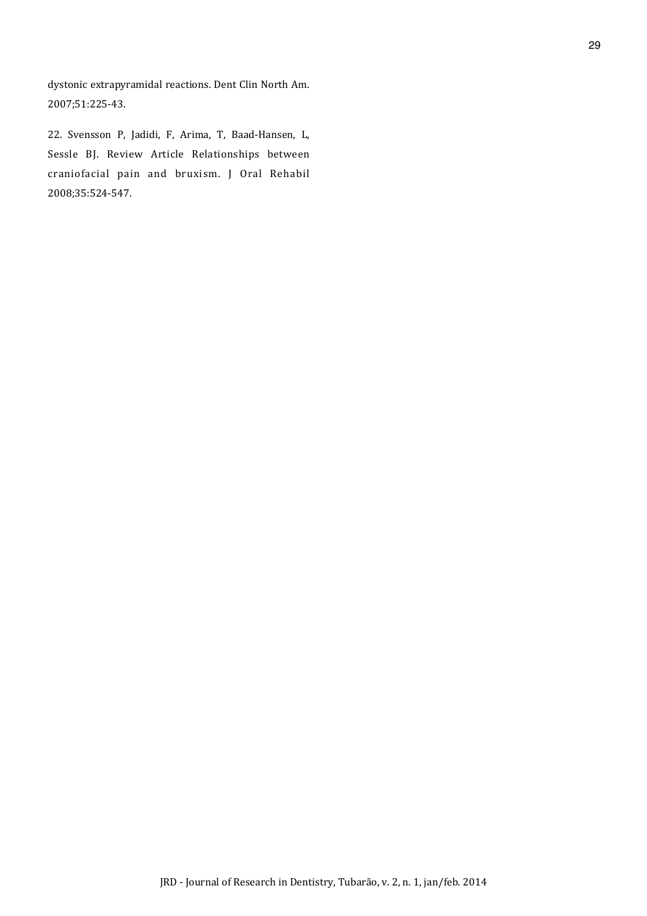dystonic extrapyramidal reactions. Dent Clin North Am. 2007;51:225-43.

22. Svensson P, Jadidi, F, Arima, T, Baad-Hansen, L, Sessle BJ. Review Article Relationships between craniofacial pain and bruxism. J Oral Rehabil 2008;35:524-547.